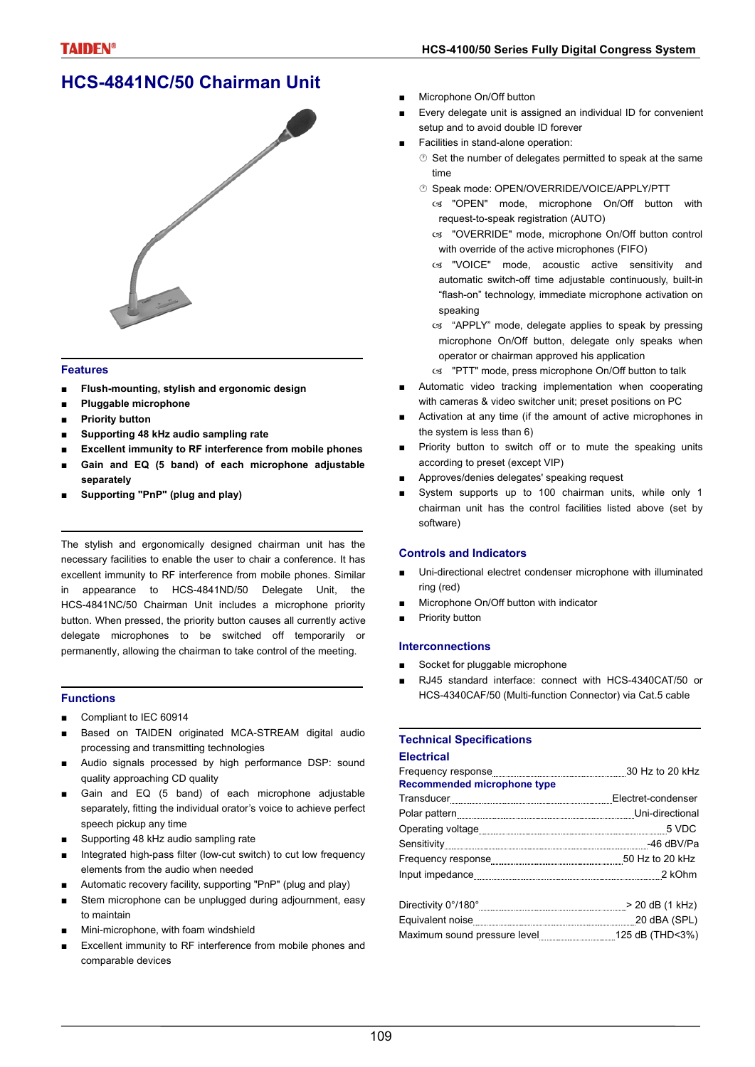# HCS-4841NC/50 Chairman Unit

## Features

- **Flush-mounting, stylish and ergonomic design**
- **Pluggable microphone**
- **Priority button**
- **Supporting 48 kHz audio sampling rate**
- **Excellent immunity to RF interference from mobile phones**
- **Gain and EQ (5 band) of each microphone adjustable separately**
- **Supporting "PnP" (plug and play)**

The stylish and ergonomically designed chairman unit has the necessary facilities to enable the user to chair a conference. It has excellent immunity to RF interference from mobile phones. Similar in appearance to HCS-4841ND/50 Delegate Unit, the HCS-4841NC/50 Chairman Unit includes a microphone priority button. When pressed, the priority button causes all currently active delegate microphones to be switched off temporarily or permanently, allowing the chairman to take control of the meeting.

## Functions

- Compliant to IEC 60914
- Based on TAIDEN originated MCA-STREAM digital audio processing and transmitting technologies
- Audio signals processed by high performance DSP: sound quality approaching CD quality
- Gain and EQ (5 band) of each microphone adjustable separately, fitting the individual orator's voice to achieve perfect speech pickup any time
- Supporting 48 kHz audio sampling rate
- Integrated high-pass filter (low-cut switch) to cut low frequency elements from the audio when needed
- Automatic recovery facility, supporting "PnP" (plug and play)
- Stem microphone can be unplugged during adjournment, easy to maintain
- Mini-microphone, with foam windshield
- Excellent immunity to RF interference from mobile phones and comparable devices
- Microphone On/Off button
- Every delegate unit is assigned an individual ID for convenient setup and to avoid double ID forever
- Facilities in stand-alone operation:
  - Set the number of delegates permitted to speak at the same time
  - Speak mode: OPEN/OVERRIDE/VOICE/APPLY/PTT
    - "OPEN" mode, microphone On/Off button with request-to-speak registration (AUTO)
    - "OVERRIDE" mode, microphone On/Off button control with override of the active microphones (FIFO)
    - "VOICE" mode, acoustic active sensitivity and automatic switch-off time adjustable continuously, built-in "flash-on" technology, immediate microphone activation on speaking
    - "APPLY" mode, delegate applies to speak by pressing microphone On/Off button, delegate only speaks when operator or chairman approved his application
    - "PTT" mode, press microphone On/Off button to talk
- Automatic video tracking implementation when cooperating with cameras & video switcher unit; preset positions on PC
- Activation at any time (if the amount of active microphones in the system is less than 6)
- Priority button to switch off or to mute the speaking units according to preset (except VIP)
- Approves/denies delegates' speaking request
- System supports up to 100 chairman units, while only 1 chairman unit has the control facilities listed above (set by software)

## Controls and Indicators

- Uni-directional electret condenser microphone with illuminated ring (red)
- Microphone On/Off button with indicator
- Priority button

## Interconnections

- Socket for pluggable microphone
- RJ45 standard interface: connect with HCS-4340CAT/50 or HCS-4340CAF/50 (Multi-function Connector) via Cat.5 cable

## Technical Specifications

### Electrical

| | |
|---|---|
| Frequency response | 30 Hz to 20 kHz |
| **Recommended microphone type** | |
| Transducer | Electret-condenser |
| Polar pattern | Uni-directional |
| Operating voltage | 5 VDC |
| Sensitivity | -46 dBV/Pa |
| Frequency response | 50 Hz to 20 kHz |
| Input impedance | 2 kOhm |
| Directivity 0°/180° | > 20 dB (1 kHz) |
| Equivalent noise | 20 dBA (SPL) |
| Maximum sound pressure level | 125 dB (THD<3%) |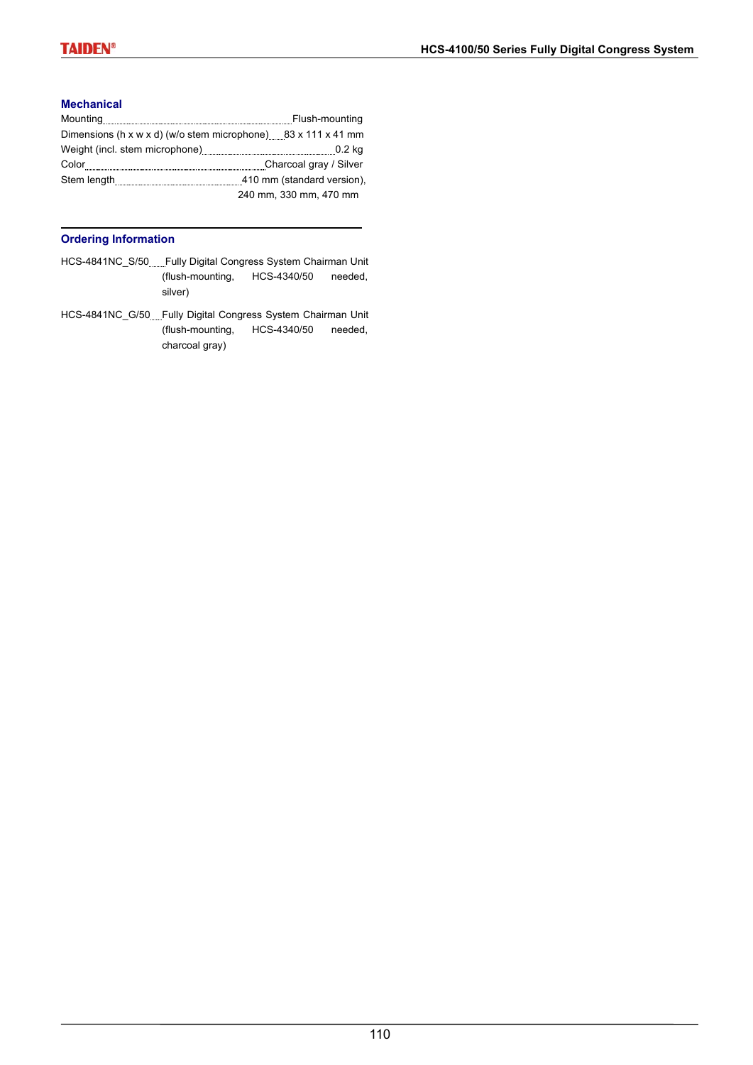### Mechanical

Mounting: Flush-mounting

Dimensions (h x w x d) (w/o stem microphone): 83 x 111 x 41 mm

Weight (incl. stem microphone): 0.2 kg

Color: Charcoal gray / Silver

Stem length: 410 mm (standard version), 240 mm, 330 mm, 470 mm

### Ordering Information

HCS-4841NC_S/50: Fully Digital Congress System Chairman Unit (flush-mounting, HCS-4340/50 needed, silver)

HCS-4841NC_G/50: Fully Digital Congress System Chairman Unit (flush-mounting, HCS-4340/50 needed, charcoal gray)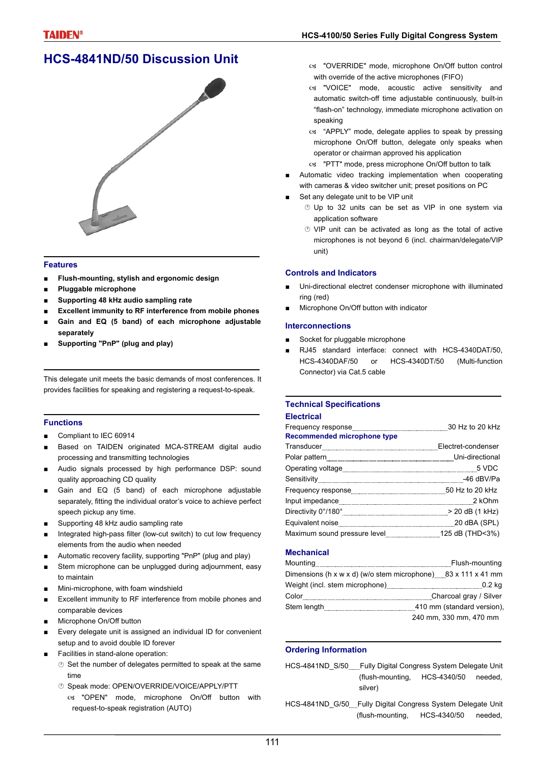# HCS-4841ND/50 Discussion Unit

## Features

- **Flush-mounting, stylish and ergonomic design**
- **Pluggable microphone**
- **Supporting 48 kHz audio sampling rate**
- **Excellent immunity to RF interference from mobile phones**
- **Gain and EQ (5 band) of each microphone adjustable separately**
- **Supporting "PnP" (plug and play)**

This delegate unit meets the basic demands of most conferences. It provides facilities for speaking and registering a request-to-speak.

## Functions

- Compliant to IEC 60914
- Based on TAIDEN originated MCA-STREAM digital audio processing and transmitting technologies
- Audio signals processed by high performance DSP: sound quality approaching CD quality
- Gain and EQ (5 band) of each microphone adjustable separately, fitting the individual orator's voice to achieve perfect speech pickup any time.
- Supporting 48 kHz audio sampling rate
- Integrated high-pass filter (low-cut switch) to cut low frequency elements from the audio when needed
- Automatic recovery facility, supporting "PnP" (plug and play)
- Stem microphone can be unplugged during adjournment, easy to maintain
- Mini-microphone, with foam windshield
- Excellent immunity to RF interference from mobile phones and comparable devices
- Microphone On/Off button
- Every delegate unit is assigned an individual ID for convenient setup and to avoid double ID forever
- Facilities in stand-alone operation:
  - Set the number of delegates permitted to speak at the same time
  - Speak mode: OPEN/OVERRIDE/VOICE/APPLY/PTT
    - "OPEN" mode, microphone On/Off button with request-to-speak registration (AUTO)
    - "OVERRIDE" mode, microphone On/Off button control with override of the active microphones (FIFO)
    - "VOICE" mode, acoustic active sensitivity and automatic switch-off time adjustable continuously, built-in "flash-on" technology, immediate microphone activation on speaking
    - "APPLY" mode, delegate applies to speak by pressing microphone On/Off button, delegate only speaks when operator or chairman approved his application
    - "PTT" mode, press microphone On/Off button to talk
- Automatic video tracking implementation when cooperating with cameras & video switcher unit; preset positions on PC
- Set any delegate unit to be VIP unit
  - Up to 32 units can be set as VIP in one system via application software
  - VIP unit can be activated as long as the total of active microphones is not beyond 6 (incl. chairman/delegate/VIP unit)

## Controls and Indicators

- Uni-directional electret condenser microphone with illuminated ring (red)
- Microphone On/Off button with indicator

## Interconnections

- Socket for pluggable microphone
- RJ45 standard interface: connect with HCS-4340DAT/50, HCS-4340DAF/50 or HCS-4340DT/50 (Multi-function Connector) via Cat.5 cable

## Technical Specifications

### Electrical

| | |
|---|---|
| Frequency response | 30 Hz to 20 kHz |

**Recommended microphone type**

| | |
|---|---|
| Transducer | Electret-condenser |
| Polar pattern | Uni-directional |
| Operating voltage | 5 VDC |
| Sensitivity | -46 dBV/Pa |
| Frequency response | 50 Hz to 20 kHz |
| Input impedance | 2 kOhm |
| Directivity 0°/180° | > 20 dB (1 kHz) |
| Equivalent noise | 20 dBA (SPL) |
| Maximum sound pressure level | 125 dB (THD<3%) |

### Mechanical

| | |
|---|---|
| Mounting | Flush-mounting |
| Dimensions (h x w x d) (w/o stem microphone) | 83 x 111 x 41 mm |
| Weight (incl. stem microphone) | 0.2 kg |
| Color | Charcoal gray / Silver |
| Stem length | 410 mm (standard version), 240 mm, 330 mm, 470 mm |

## Ordering Information

HCS-4841ND_S/50 Fully Digital Congress System Delegate Unit (flush-mounting, HCS-4340/50 needed, silver)

HCS-4841ND_G/50 Fully Digital Congress System Delegate Unit (flush-mounting, HCS-4340/50 needed,